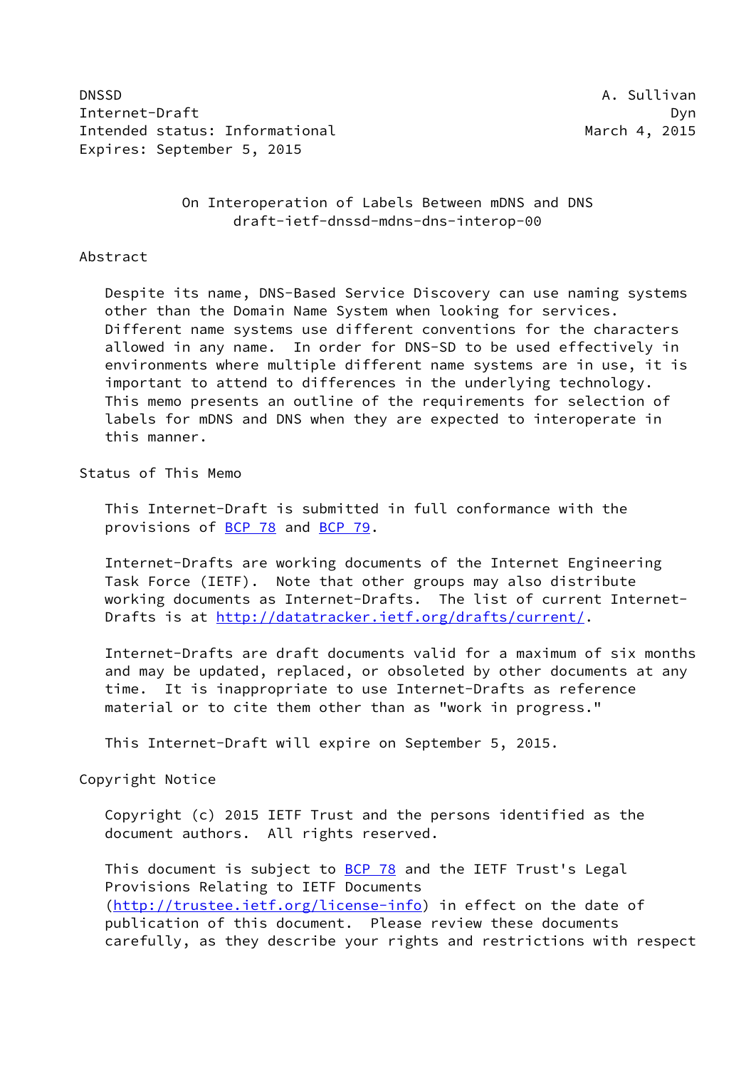DNSSD A. Sullivan
Internet-Draft Dyn
Intended status: Informational March 4, 2015
Expires: September 5, 2015

# On Interoperation of Labels Between mDNS and DNS
draft-ietf-dnssd-mdns-dns-interop-00

## Abstract

Despite its name, DNS-Based Service Discovery can use naming systems other than the Domain Name System when looking for services. Different name systems use different conventions for the characters allowed in any name. In order for DNS-SD to be used effectively in environments where multiple different name systems are in use, it is important to attend to differences in the underlying technology. This memo presents an outline of the requirements for selection of labels for mDNS and DNS when they are expected to interoperate in this manner.

## Status of This Memo

This Internet-Draft is submitted in full conformance with the provisions of BCP 78 and BCP 79.

Internet-Drafts are working documents of the Internet Engineering Task Force (IETF). Note that other groups may also distribute working documents as Internet-Drafts. The list of current Internet-Drafts is at http://datatracker.ietf.org/drafts/current/.

Internet-Drafts are draft documents valid for a maximum of six months and may be updated, replaced, or obsoleted by other documents at any time. It is inappropriate to use Internet-Drafts as reference material or to cite them other than as "work in progress."

This Internet-Draft will expire on September 5, 2015.

## Copyright Notice

Copyright (c) 2015 IETF Trust and the persons identified as the document authors. All rights reserved.

This document is subject to BCP 78 and the IETF Trust's Legal Provisions Relating to IETF Documents (http://trustee.ietf.org/license-info) in effect on the date of publication of this document. Please review these documents carefully, as they describe your rights and restrictions with respect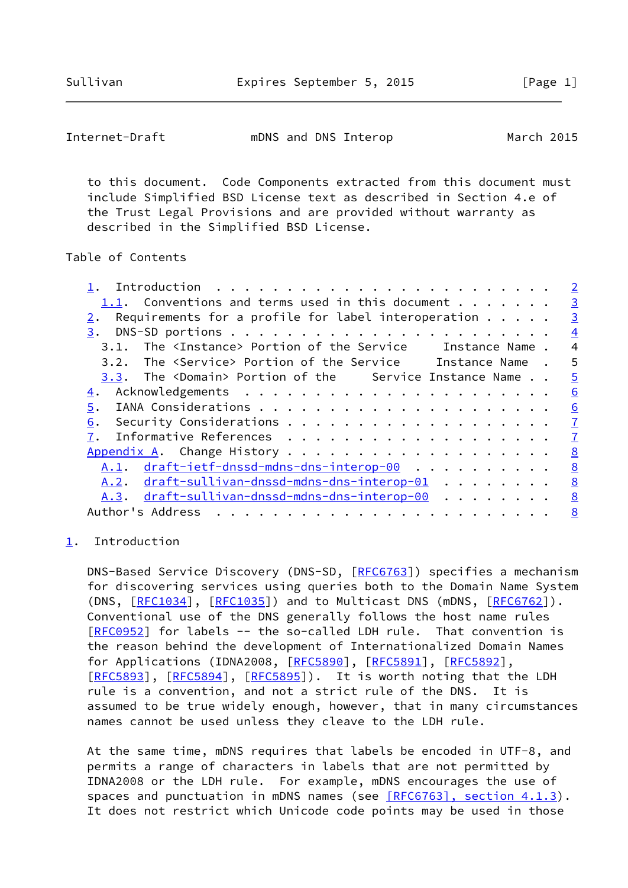to this document. Code Components extracted from this document must include Simplified BSD License text as described in Section 4.e of the Trust Legal Provisions and are provided without warranty as described in the Simplified BSD License.

Table of Contents

```
   1.  Introduction . . . . . . . . . . . . . . . . . . . . . . . .   2
     1.1.  Conventions and terms used in this document . . . . . . .   3
   2.  Requirements for a profile for label interoperation . . . . .   3
   3.  DNS-SD portions . . . . . . . . . . . . . . . . . . . . . . .   4
     3.1.  The <Instance> Portion of the Service     Instance Name .   4
     3.2.  The <Service> Portion of the Service     Instance Name  .   5
     3.3.  The <Domain> Portion of the     Service Instance Name . .   5
   4.  Acknowledgements  . . . . . . . . . . . . . . . . . . . . . .   6
   5.  IANA Considerations . . . . . . . . . . . . . . . . . . . . .   6
   6.  Security Considerations . . . . . . . . . . . . . . . . . . .   7
   7.  Informative References  . . . . . . . . . . . . . . . . . . .   7
   Appendix A.  Change History . . . . . . . . . . . . . . . . . . .   8
     A.1.  draft-ietf-dnssd-mdns-dns-interop-00  . . . . . . . . . .   8
     A.2.  draft-sullivan-dnssd-mdns-dns-interop-01  . . . . . . . .   8
     A.3.  draft-sullivan-dnssd-mdns-dns-interop-00  . . . . . . . .   8
   Author's Address  . . . . . . . . . . . . . . . . . . . . . . . .   8
```

## 1. Introduction

DNS-Based Service Discovery (DNS-SD, [RFC6763]) specifies a mechanism for discovering services using queries both to the Domain Name System (DNS, [RFC1034], [RFC1035]) and to Multicast DNS (mDNS, [RFC6762]). Conventional use of the DNS generally follows the host name rules [RFC0952] for labels -- the so-called LDH rule. That convention is the reason behind the development of Internationalized Domain Names for Applications (IDNA2008, [RFC5890], [RFC5891], [RFC5892], [RFC5893], [RFC5894], [RFC5895]). It is worth noting that the LDH rule is a convention, and not a strict rule of the DNS. It is assumed to be true widely enough, however, that in many circumstances names cannot be used unless they cleave to the LDH rule.

At the same time, mDNS requires that labels be encoded in UTF-8, and permits a range of characters in labels that are not permitted by IDNA2008 or the LDH rule. For example, mDNS encourages the use of spaces and punctuation in mDNS names (see [RFC6763], section 4.1.3). It does not restrict which Unicode code points may be used in those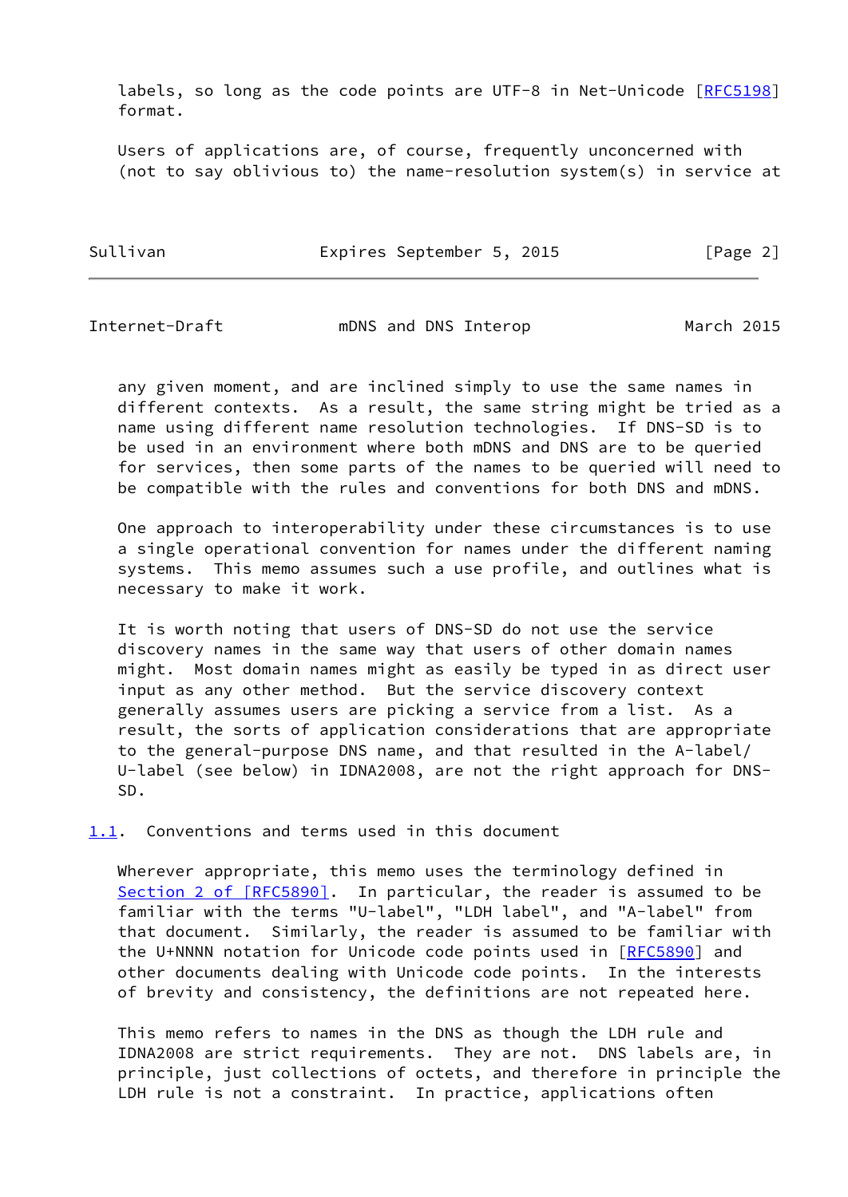labels, so long as the code points are UTF-8 in Net-Unicode [RFC5198] format.

Users of applications are, of course, frequently unconcerned with (not to say oblivious to) the name-resolution system(s) in service at any given moment, and are inclined simply to use the same names in different contexts. As a result, the same string might be tried as a name using different name resolution technologies. If DNS-SD is to be used in an environment where both mDNS and DNS are to be queried for services, then some parts of the names to be queried will need to be compatible with the rules and conventions for both DNS and mDNS.

One approach to interoperability under these circumstances is to use a single operational convention for names under the different naming systems. This memo assumes such a use profile, and outlines what is necessary to make it work.

It is worth noting that users of DNS-SD do not use the service discovery names in the same way that users of other domain names might. Most domain names might as easily be typed in as direct user input as any other method. But the service discovery context generally assumes users are picking a service from a list. As a result, the sorts of application considerations that are appropriate to the general-purpose DNS name, and that resulted in the A-label/ U-label (see below) in IDNA2008, are not the right approach for DNS-SD.

## 1.1. Conventions and terms used in this document

Wherever appropriate, this memo uses the terminology defined in Section 2 of [RFC5890]. In particular, the reader is assumed to be familiar with the terms "U-label", "LDH label", and "A-label" from that document. Similarly, the reader is assumed to be familiar with the U+NNNN notation for Unicode code points used in [RFC5890] and other documents dealing with Unicode code points. In the interests of brevity and consistency, the definitions are not repeated here.

This memo refers to names in the DNS as though the LDH rule and IDNA2008 are strict requirements. They are not. DNS labels are, in principle, just collections of octets, and therefore in principle the LDH rule is not a constraint. In practice, applications often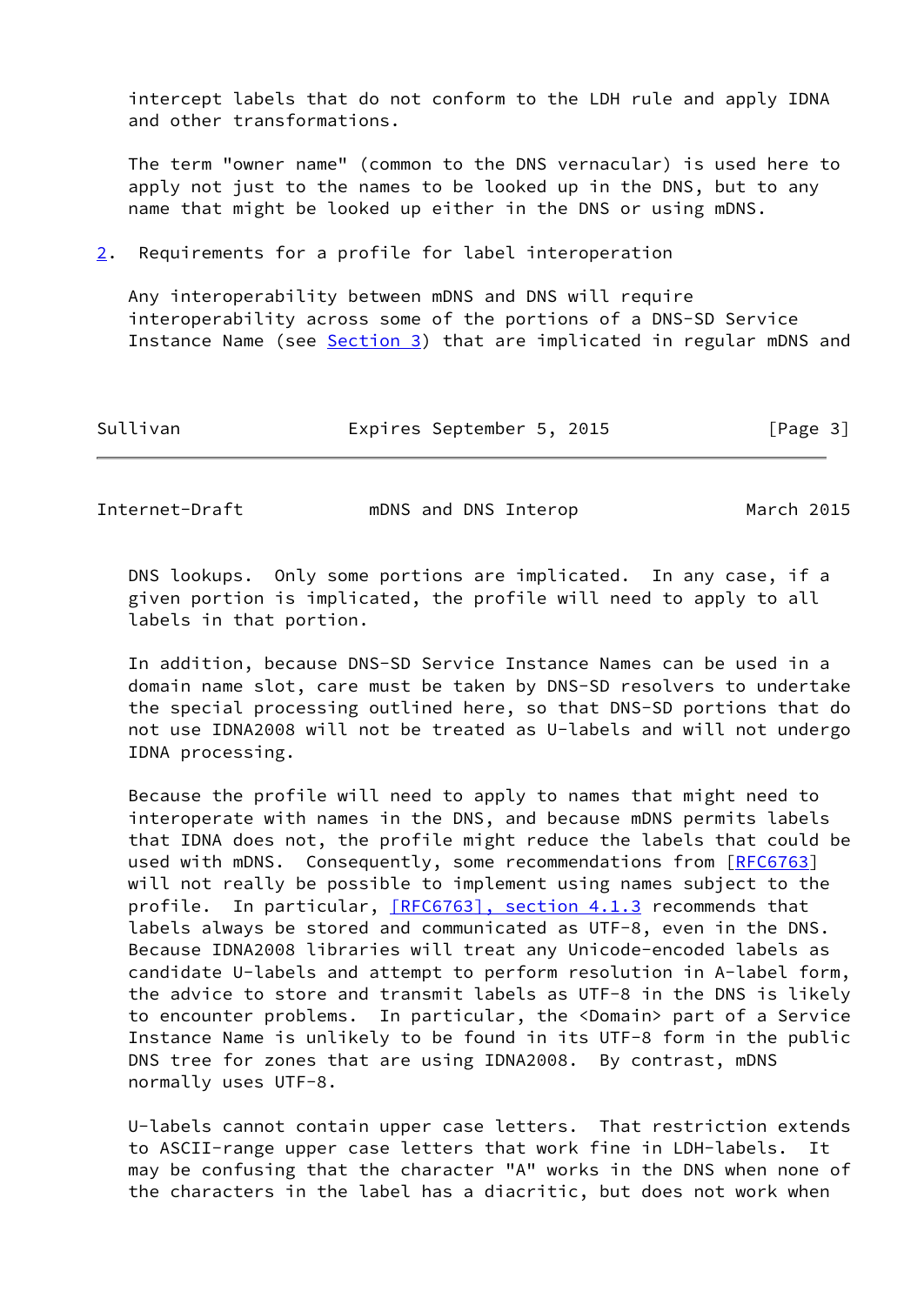intercept labels that do not conform to the LDH rule and apply IDNA and other transformations.

The term "owner name" (common to the DNS vernacular) is used here to apply not just to the names to be looked up in the DNS, but to any name that might be looked up either in the DNS or using mDNS.

## 2. Requirements for a profile for label interoperation

Any interoperability between mDNS and DNS will require interoperability across some of the portions of a DNS-SD Service Instance Name (see Section 3) that are implicated in regular mDNS and DNS lookups. Only some portions are implicated. In any case, if a given portion is implicated, the profile will need to apply to all labels in that portion.

In addition, because DNS-SD Service Instance Names can be used in a domain name slot, care must be taken by DNS-SD resolvers to undertake the special processing outlined here, so that DNS-SD portions that do not use IDNA2008 will not be treated as U-labels and will not undergo IDNA processing.

Because the profile will need to apply to names that might need to interoperate with names in the DNS, and because mDNS permits labels that IDNA does not, the profile might reduce the labels that could be used with mDNS. Consequently, some recommendations from [RFC6763] will not really be possible to implement using names subject to the profile. In particular, [RFC6763], section 4.1.3 recommends that labels always be stored and communicated as UTF-8, even in the DNS. Because IDNA2008 libraries will treat any Unicode-encoded labels as candidate U-labels and attempt to perform resolution in A-label form, the advice to store and transmit labels as UTF-8 in the DNS is likely to encounter problems. In particular, the <Domain> part of a Service Instance Name is unlikely to be found in its UTF-8 form in the public DNS tree for zones that are using IDNA2008. By contrast, mDNS normally uses UTF-8.

U-labels cannot contain upper case letters. That restriction extends to ASCII-range upper case letters that work fine in LDH-labels. It may be confusing that the character "A" works in the DNS when none of the characters in the label has a diacritic, but does not work when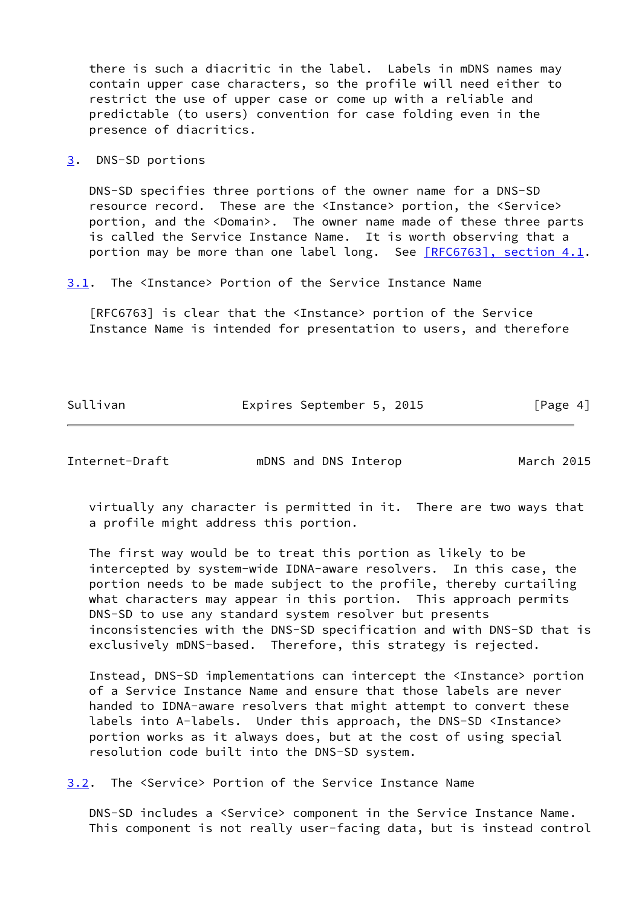there is such a diacritic in the label. Labels in mDNS names may contain upper case characters, so the profile will need either to restrict the use of upper case or come up with a reliable and predictable (to users) convention for case folding even in the presence of diacritics.

## 3. DNS-SD portions

DNS-SD specifies three portions of the owner name for a DNS-SD resource record. These are the <Instance> portion, the <Service> portion, and the <Domain>. The owner name made of these three parts is called the Service Instance Name. It is worth observing that a portion may be more than one label long. See [RFC6763], section 4.1.

### 3.1. The <Instance> Portion of the Service Instance Name

[RFC6763] is clear that the <Instance> portion of the Service Instance Name is intended for presentation to users, and therefore virtually any character is permitted in it. There are two ways that a profile might address this portion.

The first way would be to treat this portion as likely to be intercepted by system-wide IDNA-aware resolvers. In this case, the portion needs to be made subject to the profile, thereby curtailing what characters may appear in this portion. This approach permits DNS-SD to use any standard system resolver but presents inconsistencies with the DNS-SD specification and with DNS-SD that is exclusively mDNS-based. Therefore, this strategy is rejected.

Instead, DNS-SD implementations can intercept the <Instance> portion of a Service Instance Name and ensure that those labels are never handed to IDNA-aware resolvers that might attempt to convert these labels into A-labels. Under this approach, the DNS-SD <Instance> portion works as it always does, but at the cost of using special resolution code built into the DNS-SD system.

### 3.2. The <Service> Portion of the Service Instance Name

DNS-SD includes a <Service> component in the Service Instance Name. This component is not really user-facing data, but is instead control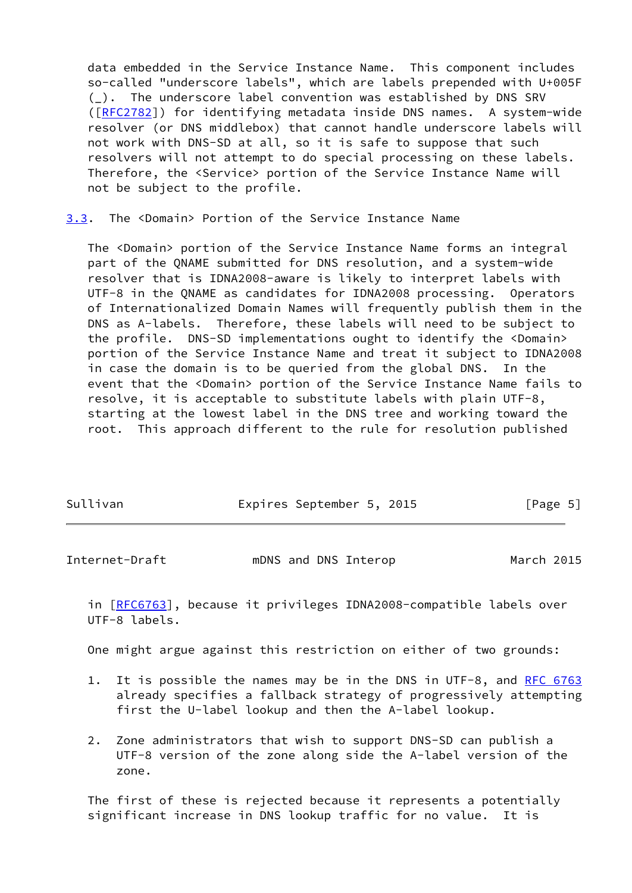data embedded in the Service Instance Name. This component includes so-called "underscore labels", which are labels prepended with U+005F (_). The underscore label convention was established by DNS SRV ([RFC2782]) for identifying metadata inside DNS names. A system-wide resolver (or DNS middlebox) that cannot handle underscore labels will not work with DNS-SD at all, so it is safe to suppose that such resolvers will not attempt to do special processing on these labels. Therefore, the <Service> portion of the Service Instance Name will not be subject to the profile.

### 3.3. The <Domain> Portion of the Service Instance Name

The <Domain> portion of the Service Instance Name forms an integral part of the QNAME submitted for DNS resolution, and a system-wide resolver that is IDNA2008-aware is likely to interpret labels with UTF-8 in the QNAME as candidates for IDNA2008 processing. Operators of Internationalized Domain Names will frequently publish them in the DNS as A-labels. Therefore, these labels will need to be subject to the profile. DNS-SD implementations ought to identify the <Domain> portion of the Service Instance Name and treat it subject to IDNA2008 in case the domain is to be queried from the global DNS. In the event that the <Domain> portion of the Service Instance Name fails to resolve, it is acceptable to substitute labels with plain UTF-8, starting at the lowest label in the DNS tree and working toward the root. This approach different to the rule for resolution published in [RFC6763], because it privileges IDNA2008-compatible labels over UTF-8 labels.

One might argue against this restriction on either of two grounds:

1. It is possible the names may be in the DNS in UTF-8, and RFC 6763 already specifies a fallback strategy of progressively attempting first the U-label lookup and then the A-label lookup.

2. Zone administrators that wish to support DNS-SD can publish a UTF-8 version of the zone along side the A-label version of the zone.

The first of these is rejected because it represents a potentially significant increase in DNS lookup traffic for no value. It is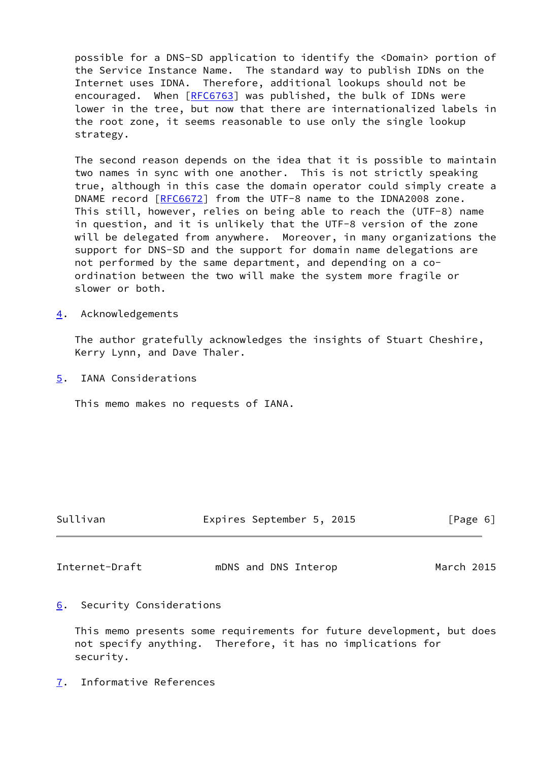possible for a DNS-SD application to identify the <Domain> portion of the Service Instance Name. The standard way to publish IDNs on the Internet uses IDNA. Therefore, additional lookups should not be encouraged. When [RFC6763] was published, the bulk of IDNs were lower in the tree, but now that there are internationalized labels in the root zone, it seems reasonable to use only the single lookup strategy.

The second reason depends on the idea that it is possible to maintain two names in sync with one another. This is not strictly speaking true, although in this case the domain operator could simply create a DNAME record [RFC6672] from the UTF-8 name to the IDNA2008 zone. This still, however, relies on being able to reach the (UTF-8) name in question, and it is unlikely that the UTF-8 version of the zone will be delegated from anywhere. Moreover, in many organizations the support for DNS-SD and the support for domain name delegations are not performed by the same department, and depending on a co-ordination between the two will make the system more fragile or slower or both.

## 4. Acknowledgements

The author gratefully acknowledges the insights of Stuart Cheshire, Kerry Lynn, and Dave Thaler.

## 5. IANA Considerations

This memo makes no requests of IANA.

## 6. Security Considerations

This memo presents some requirements for future development, but does not specify anything. Therefore, it has no implications for security.

## 7. Informative References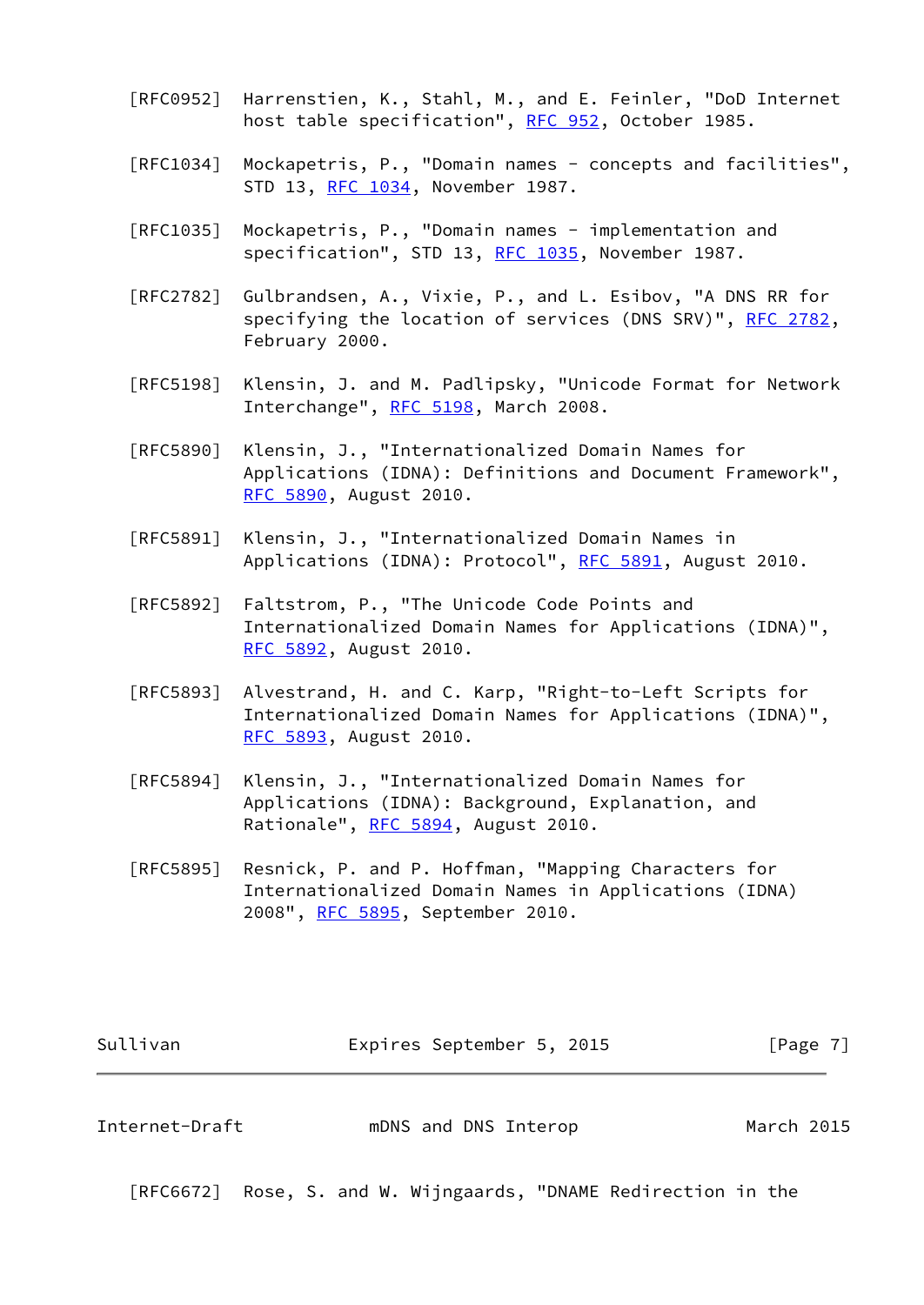[RFC0952] Harrenstien, K., Stahl, M., and E. Feinler, "DoD Internet host table specification", RFC 952, October 1985.

[RFC1034] Mockapetris, P., "Domain names - concepts and facilities", STD 13, RFC 1034, November 1987.

[RFC1035] Mockapetris, P., "Domain names - implementation and specification", STD 13, RFC 1035, November 1987.

[RFC2782] Gulbrandsen, A., Vixie, P., and L. Esibov, "A DNS RR for specifying the location of services (DNS SRV)", RFC 2782, February 2000.

[RFC5198] Klensin, J. and M. Padlipsky, "Unicode Format for Network Interchange", RFC 5198, March 2008.

[RFC5890] Klensin, J., "Internationalized Domain Names for Applications (IDNA): Definitions and Document Framework", RFC 5890, August 2010.

[RFC5891] Klensin, J., "Internationalized Domain Names in Applications (IDNA): Protocol", RFC 5891, August 2010.

[RFC5892] Faltstrom, P., "The Unicode Code Points and Internationalized Domain Names for Applications (IDNA)", RFC 5892, August 2010.

[RFC5893] Alvestrand, H. and C. Karp, "Right-to-Left Scripts for Internationalized Domain Names for Applications (IDNA)", RFC 5893, August 2010.

[RFC5894] Klensin, J., "Internationalized Domain Names for Applications (IDNA): Background, Explanation, and Rationale", RFC 5894, August 2010.

[RFC5895] Resnick, P. and P. Hoffman, "Mapping Characters for Internationalized Domain Names in Applications (IDNA) 2008", RFC 5895, September 2010.

[RFC6672] Rose, S. and W. Wijngaards, "DNAME Redirection in the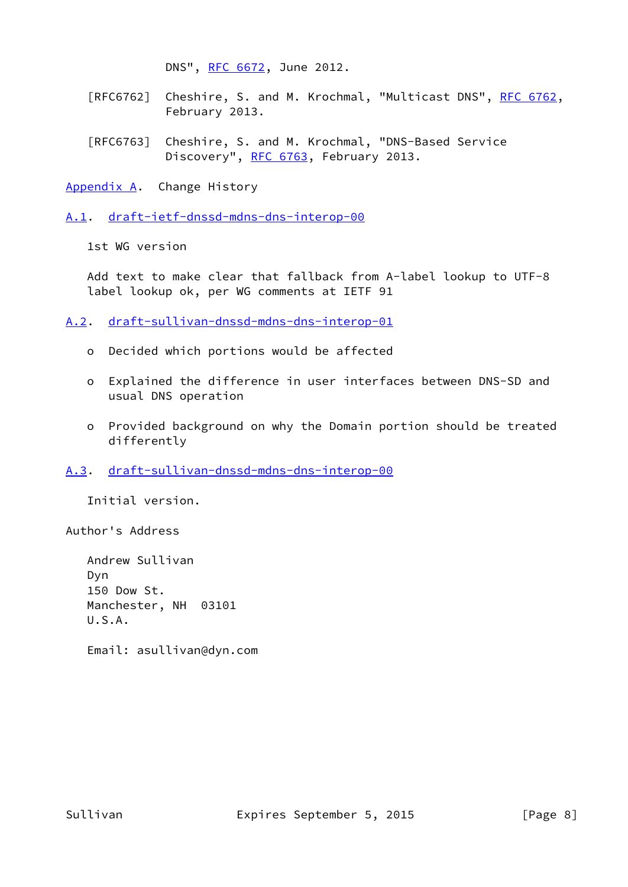DNS", RFC 6672, June 2012.

[RFC6762] Cheshire, S. and M. Krochmal, "Multicast DNS", RFC 6762, February 2013.

[RFC6763] Cheshire, S. and M. Krochmal, "DNS-Based Service Discovery", RFC 6763, February 2013.

# Appendix A. Change History

## A.1. draft-ietf-dnssd-mdns-dns-interop-00

1st WG version

Add text to make clear that fallback from A-label lookup to UTF-8 label lookup ok, per WG comments at IETF 91

## A.2. draft-sullivan-dnssd-mdns-dns-interop-01

- Decided which portions would be affected
- Explained the difference in user interfaces between DNS-SD and usual DNS operation
- Provided background on why the Domain portion should be treated differently

## A.3. draft-sullivan-dnssd-mdns-dns-interop-00

Initial version.

# Author's Address

Andrew Sullivan
Dyn
150 Dow St.
Manchester, NH 03101
U.S.A.

Email: asullivan@dyn.com